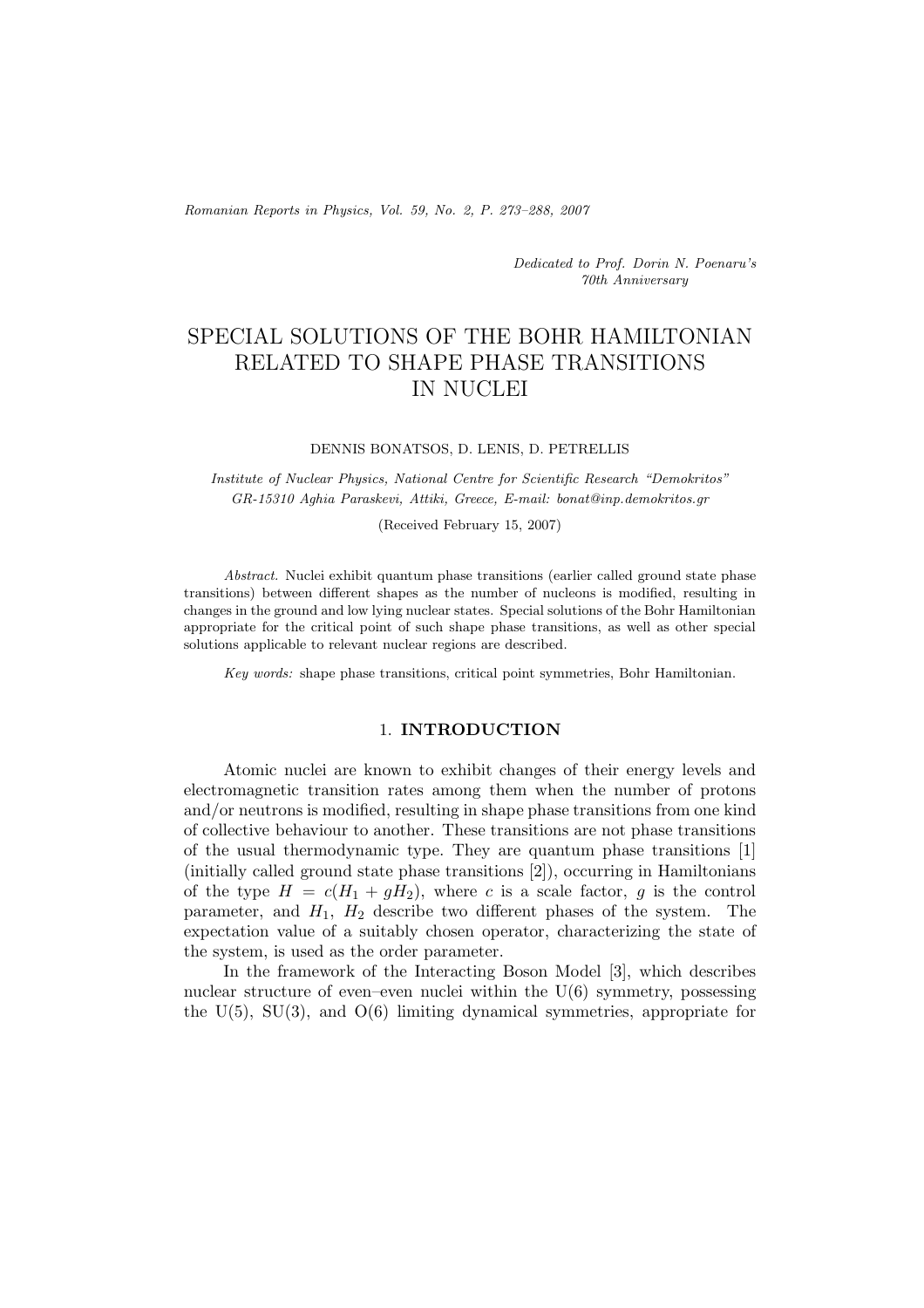*Dedicated to Prof. Dorin N. Poenaru's 70th Anniversary*

# SPECIAL SOLUTIONS OF THE BOHR HAMILTONIAN RELATED TO SHAPE PHASE TRANSITIONS IN NUCLEI

DENNIS BONATSOS, D. LENIS, D. PETRELLIS

*Institute of Nuclear Physics, National Centre for Scientific Research "Demokritos" GR-15310 Aghia Paraskevi, Attiki, Greece, E-mail: bonat@inp.demokritos.gr*

(Received February 15, 2007)

*Abstract.* Nuclei exhibit quantum phase transitions (earlier called ground state phase transitions) between different shapes as the number of nucleons is modified, resulting in changes in the ground and low lying nuclear states. Special solutions of the Bohr Hamiltonian appropriate for the critical point of such shape phase transitions, as well as other special solutions applicable to relevant nuclear regions are described.

*Key words:* shape phase transitions, critical point symmetries, Bohr Hamiltonian.

## 1. INTRODUCTION

Atomic nuclei are known to exhibit changes of their energy levels and electromagnetic transition rates among them when the number of protons and/or neutrons is modified, resulting in shape phase transitions from one kind of collective behaviour to another. These transitions are not phase transitions of the usual thermodynamic type. They are quantum phase transitions [1] (initially called ground state phase transitions [2]), occurring in Hamiltonians of the type $H = c(H_1 + gH_2)$, where $c$ is a scale factor, $g$ is the control parameter, and $H_1$, $H_2$ describe two different phases of the system. The expectation value of a suitably chosen operator, characterizing the state of the system, is used as the order parameter.

In the framework of the Interacting Boson Model [3], which describes nuclear structure of even–even nuclei within the U(6) symmetry, possessing the U(5), SU(3), and O(6) limiting dynamical symmetries, appropriate for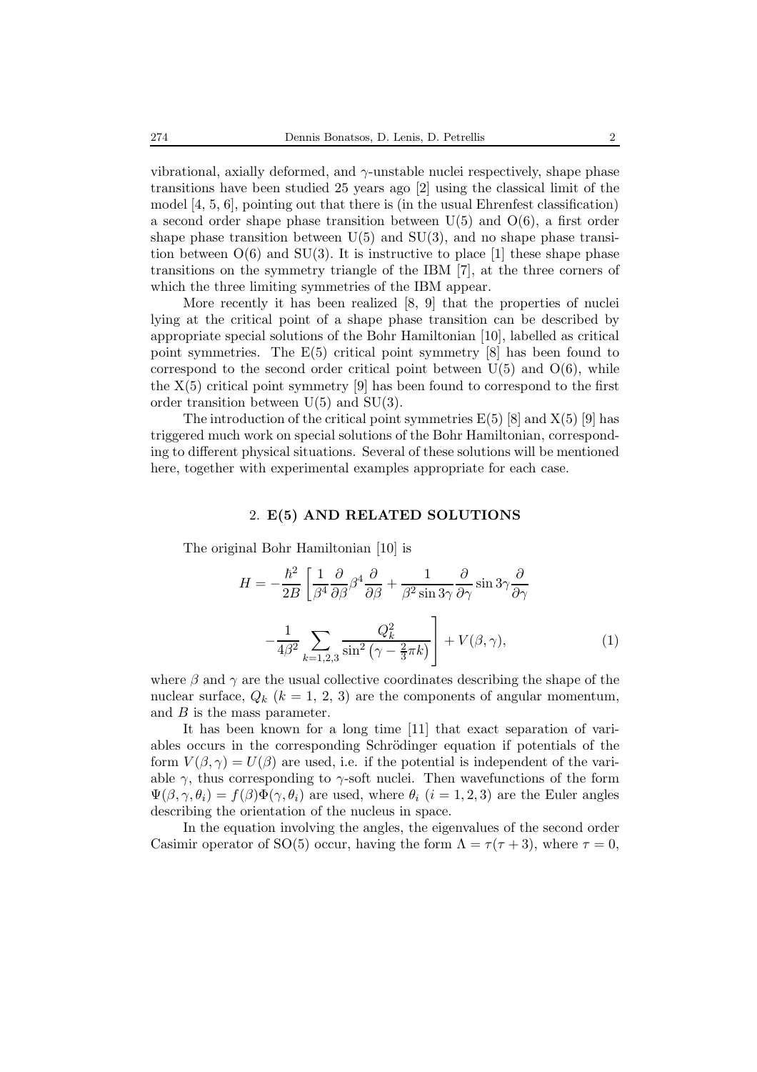vibrational, axially deformed, and $\gamma$-unstable nuclei respectively, shape phase transitions have been studied 25 years ago [2] using the classical limit of the model [4, 5, 6], pointing out that there is (in the usual Ehrenfest classification) a second order shape phase transition between U(5) and O(6), a first order shape phase transition between U(5) and SU(3), and no shape phase transition between O(6) and SU(3). It is instructive to place [1] these shape phase transitions on the symmetry triangle of the IBM [7], at the three corners of which the three limiting symmetries of the IBM appear.

More recently it has been realized [8, 9] that the properties of nuclei lying at the critical point of a shape phase transition can be described by appropriate special solutions of the Bohr Hamiltonian [10], labelled as critical point symmetries. The E(5) critical point symmetry [8] has been found to correspond to the second order critical point between U(5) and O(6), while the X(5) critical point symmetry [9] has been found to correspond to the first order transition between U(5) and SU(3).

The introduction of the critical point symmetries E(5) [8] and X(5) [9] has triggered much work on special solutions of the Bohr Hamiltonian, corresponding to different physical situations. Several of these solutions will be mentioned here, together with experimental examples appropriate for each case.

## 2. E(5) AND RELATED SOLUTIONS

The original Bohr Hamiltonian [10] is

$$H = -\frac{\hbar^2}{2B}\left[\frac{1}{\beta^4}\frac{\partial}{\partial\beta}\beta^4\frac{\partial}{\partial\beta} + \frac{1}{\beta^2\sin 3\gamma}\frac{\partial}{\partial\gamma}\sin 3\gamma\frac{\partial}{\partial\gamma} - \frac{1}{4\beta^2}\sum_{k=1,2,3}\frac{Q_k^2}{\sin^2\left(\gamma - \frac{2}{3}\pi k\right)}\right] + V(\beta,\gamma), \tag{1}$$

where $\beta$ and $\gamma$ are the usual collective coordinates describing the shape of the nuclear surface, $Q_k$ ($k = 1, 2, 3$) are the components of angular momentum, and $B$ is the mass parameter.

It has been known for a long time [11] that exact separation of variables occurs in the corresponding Schrödinger equation if potentials of the form $V(\beta,\gamma) = U(\beta)$ are used, i.e. if the potential is independent of the variable $\gamma$, thus corresponding to $\gamma$-soft nuclei. Then wavefunctions of the form $\Psi(\beta,\gamma,\theta_i) = f(\beta)\Phi(\gamma,\theta_i)$ are used, where $\theta_i$ ($i = 1, 2, 3$) are the Euler angles describing the orientation of the nucleus in space.

In the equation involving the angles, the eigenvalues of the second order Casimir operator of SO(5) occur, having the form $\Lambda = \tau(\tau + 3)$, where $\tau = 0$,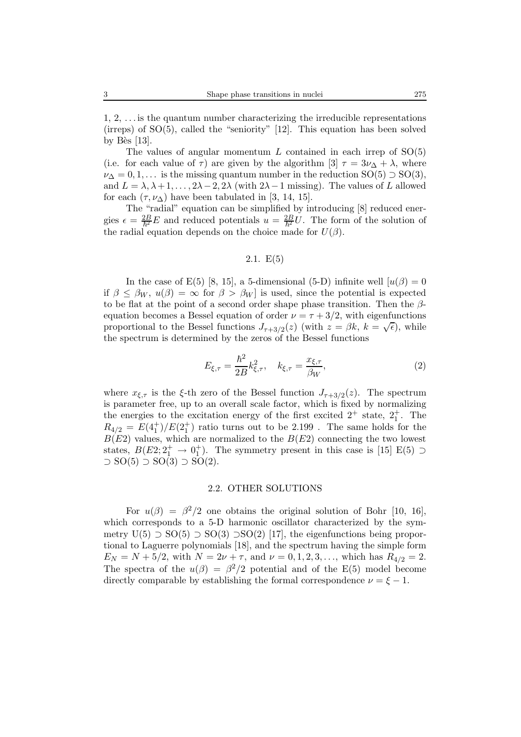1, 2, … is the quantum number characterizing the irreducible representations (irreps) of SO(5), called the "seniority" [12]. This equation has been solved by Bès [13].

The values of angular momentum $L$ contained in each irrep of SO(5) (i.e. for each value of $\tau$) are given by the algorithm [3] $\tau = 3\nu_\Delta + \lambda$, where $\nu_\Delta = 0, 1, \ldots$ is the missing quantum number in the reduction SO(5) $\supset$ SO(3), and $L = \lambda, \lambda+1, \ldots, 2\lambda-2, 2\lambda$ (with $2\lambda - 1$ missing). The values of $L$ allowed for each $(\tau, \nu_\Delta)$ have been tabulated in [3, 14, 15].

The "radial" equation can be simplified by introducing [8] reduced energies $\epsilon = \frac{2B}{\hbar^2}E$ and reduced potentials $u = \frac{2B}{\hbar^2}U$. The form of the solution of the radial equation depends on the choice made for $U(\beta)$.

### 2.1. E(5)

In the case of E(5) [8, 15], a 5-dimensional (5-D) infinite well [$u(\beta) = 0$ if $\beta \leq \beta_W$, $u(\beta) = \infty$ for $\beta > \beta_W$] is used, since the potential is expected to be flat at the point of a second order shape phase transition. Then the $\beta$-equation becomes a Bessel equation of order $\nu = \tau + 3/2$, with eigenfunctions proportional to the Bessel functions $J_{\tau+3/2}(z)$ (with $z = \beta k$, $k = \sqrt{\epsilon}$), while the spectrum is determined by the zeros of the Bessel functions

$$E_{\xi,\tau} = \frac{\hbar^2}{2B} k_{\xi,\tau}^2, \quad k_{\xi,\tau} = \frac{x_{\xi,\tau}}{\beta_W}, \tag{2}$$

where $x_{\xi,\tau}$ is the $\xi$-th zero of the Bessel function $J_{\tau+3/2}(z)$. The spectrum is parameter free, up to an overall scale factor, which is fixed by normalizing the energies to the excitation energy of the first excited $2^+$ state, $2_1^+$. The $R_{4/2} = E(4_1^+)/E(2_1^+)$ ratio turns out to be 2.199 . The same holds for the $B(E2)$ values, which are normalized to the $B(E2)$ connecting the two lowest states, $B(E2; 2_1^+ \to 0_1^+)$. The symmetry present in this case is [15] E(5) $\supset$ $\supset$ SO(5) $\supset$ SO(3) $\supset$ SO(2).

### 2.2. OTHER SOLUTIONS

For $u(\beta) = \beta^2/2$ one obtains the original solution of Bohr [10, 16], which corresponds to a 5-D harmonic oscillator characterized by the symmetry U(5) $\supset$ SO(5) $\supset$ SO(3) $\supset$SO(2) [17], the eigenfunctions being proportional to Laguerre polynomials [18], and the spectrum having the simple form $E_N = N + 5/2$, with $N = 2\nu + \tau$, and $\nu = 0, 1, 2, 3, \ldots$, which has $R_{4/2} = 2$. The spectra of the $u(\beta) = \beta^2/2$ potential and of the E(5) model become directly comparable by establishing the formal correspondence $\nu = \xi - 1$.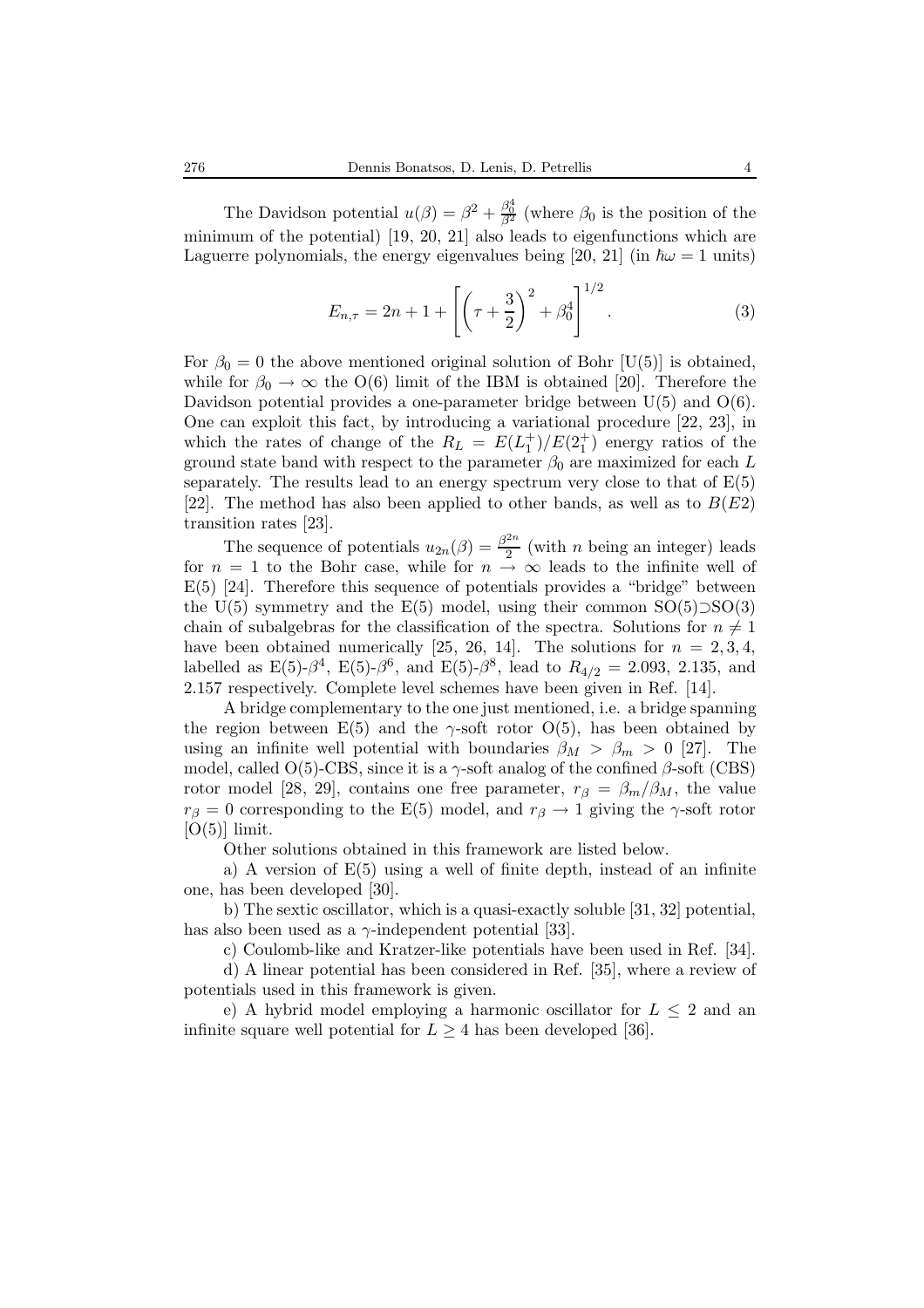The Davidson potential $u(\beta) = \beta^2 + \frac{\beta_0^4}{\beta^2}$ (where $\beta_0$ is the position of the minimum of the potential) [19, 20, 21] also leads to eigenfunctions which are Laguerre polynomials, the energy eigenvalues being [20, 21] (in $\hbar\omega = 1$ units)

$$E_{n,\tau} = 2n + 1 + \left[ \left( \tau + \frac{3}{2} \right)^2 + \beta_0^4 \right]^{1/2}. \tag{3}$$

For $\beta_0 = 0$ the above mentioned original solution of Bohr [U(5)] is obtained, while for $\beta_0 \to \infty$ the O(6) limit of the IBM is obtained [20]. Therefore the Davidson potential provides a one-parameter bridge between U(5) and O(6). One can exploit this fact, by introducing a variational procedure [22, 23], in which the rates of change of the $R_L = E(L_1^+)/E(2_1^+)$ energy ratios of the ground state band with respect to the parameter $\beta_0$ are maximized for each $L$ separately. The results lead to an energy spectrum very close to that of E(5) [22]. The method has also been applied to other bands, as well as to $B(E2)$ transition rates [23].

The sequence of potentials $u_{2n}(\beta) = \frac{\beta^{2n}}{2}$ (with $n$ being an integer) leads for $n = 1$ to the Bohr case, while for $n \to \infty$ leads to the infinite well of E(5) [24]. Therefore this sequence of potentials provides a "bridge" between the U(5) symmetry and the E(5) model, using their common SO(5)$\supset$SO(3) chain of subalgebras for the classification of the spectra. Solutions for $n \neq 1$ have been obtained numerically [25, 26, 14]. The solutions for $n = 2, 3, 4$, labelled as E(5)-$\beta^4$, E(5)-$\beta^6$, and E(5)-$\beta^8$, lead to $R_{4/2} = 2.093$, 2.135, and 2.157 respectively. Complete level schemes have been given in Ref. [14].

A bridge complementary to the one just mentioned, i.e. a bridge spanning the region between E(5) and the $\gamma$-soft rotor O(5), has been obtained by using an infinite well potential with boundaries $\beta_M > \beta_m > 0$ [27]. The model, called O(5)-CBS, since it is a $\gamma$-soft analog of the confined $\beta$-soft (CBS) rotor model [28, 29], contains one free parameter, $r_\beta = \beta_m/\beta_M$, the value $r_\beta = 0$ corresponding to the E(5) model, and $r_\beta \to 1$ giving the $\gamma$-soft rotor [O(5)] limit.

Other solutions obtained in this framework are listed below.

a) A version of E(5) using a well of finite depth, instead of an infinite one, has been developed [30].

b) The sextic oscillator, which is a quasi-exactly soluble [31, 32] potential, has also been used as a $\gamma$-independent potential [33].

c) Coulomb-like and Kratzer-like potentials have been used in Ref. [34].

d) A linear potential has been considered in Ref. [35], where a review of potentials used in this framework is given.

e) A hybrid model employing a harmonic oscillator for $L \leq 2$ and an infinite square well potential for $L \geq 4$ has been developed [36].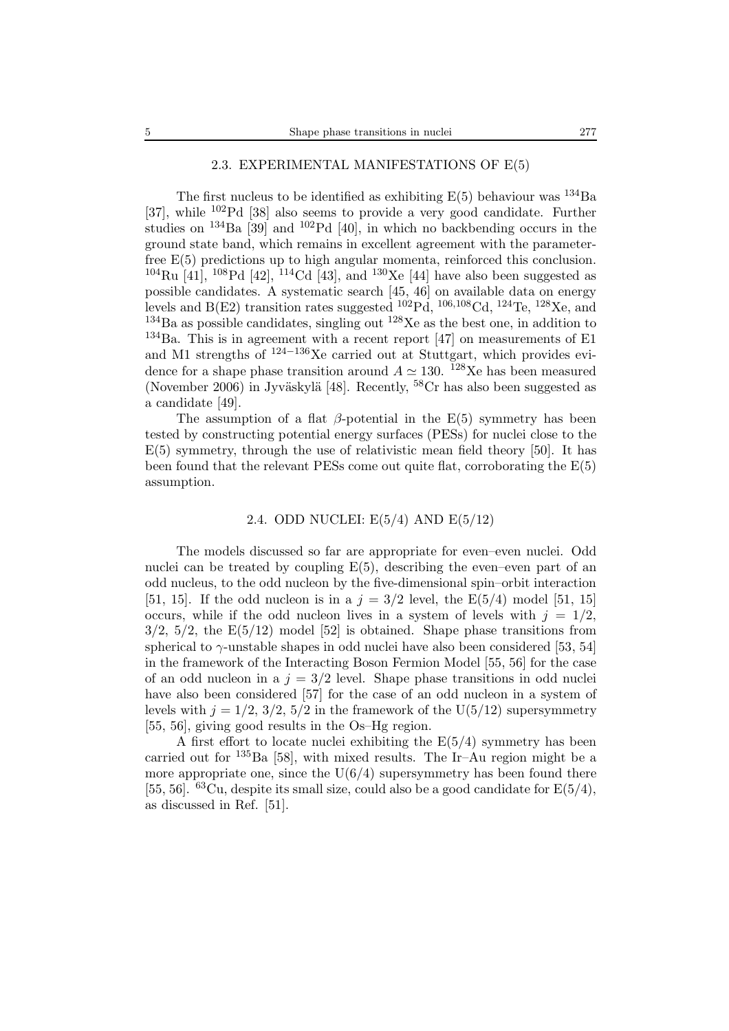### 2.3. EXPERIMENTAL MANIFESTATIONS OF E(5)

The first nucleus to be identified as exhibiting E(5) behaviour was $^{134}$Ba [37], while $^{102}$Pd [38] also seems to provide a very good candidate. Further studies on $^{134}$Ba [39] and $^{102}$Pd [40], in which no backbending occurs in the ground state band, which remains in excellent agreement with the parameter-free E(5) predictions up to high angular momenta, reinforced this conclusion. $^{104}$Ru [41], $^{108}$Pd [42], $^{114}$Cd [43], and $^{130}$Xe [44] have also been suggested as possible candidates. A systematic search [45, 46] on available data on energy levels and B(E2) transition rates suggested $^{102}$Pd, $^{106,108}$Cd, $^{124}$Te, $^{128}$Xe, and $^{134}$Ba as possible candidates, singling out $^{128}$Xe as the best one, in addition to $^{134}$Ba. This is in agreement with a recent report [47] on measurements of E1 and M1 strengths of $^{124-136}$Xe carried out at Stuttgart, which provides evidence for a shape phase transition around $A \simeq 130$. $^{128}$Xe has been measured (November 2006) in Jyväskylä [48]. Recently, $^{58}$Cr has also been suggested as a candidate [49].

The assumption of a flat $\beta$-potential in the E(5) symmetry has been tested by constructing potential energy surfaces (PESs) for nuclei close to the E(5) symmetry, through the use of relativistic mean field theory [50]. It has been found that the relevant PESs come out quite flat, corroborating the E(5) assumption.

### 2.4. ODD NUCLEI: E(5/4) AND E(5/12)

The models discussed so far are appropriate for even–even nuclei. Odd nuclei can be treated by coupling E(5), describing the even–even part of an odd nucleus, to the odd nucleon by the five-dimensional spin–orbit interaction [51, 15]. If the odd nucleon is in a $j = 3/2$ level, the E(5/4) model [51, 15] occurs, while if the odd nucleon lives in a system of levels with $j = 1/2$, $3/2$, $5/2$, the E(5/12) model [52] is obtained. Shape phase transitions from spherical to $\gamma$-unstable shapes in odd nuclei have also been considered [53, 54] in the framework of the Interacting Boson Fermion Model [55, 56] for the case of an odd nucleon in a $j = 3/2$ level. Shape phase transitions in odd nuclei have also been considered [57] for the case of an odd nucleon in a system of levels with $j = 1/2$, $3/2$, $5/2$ in the framework of the U(5/12) supersymmetry [55, 56], giving good results in the Os–Hg region.

A first effort to locate nuclei exhibiting the E(5/4) symmetry has been carried out for $^{135}$Ba [58], with mixed results. The Ir–Au region might be a more appropriate one, since the U(6/4) supersymmetry has been found there [55, 56]. $^{63}$Cu, despite its small size, could also be a good candidate for E(5/4), as discussed in Ref. [51].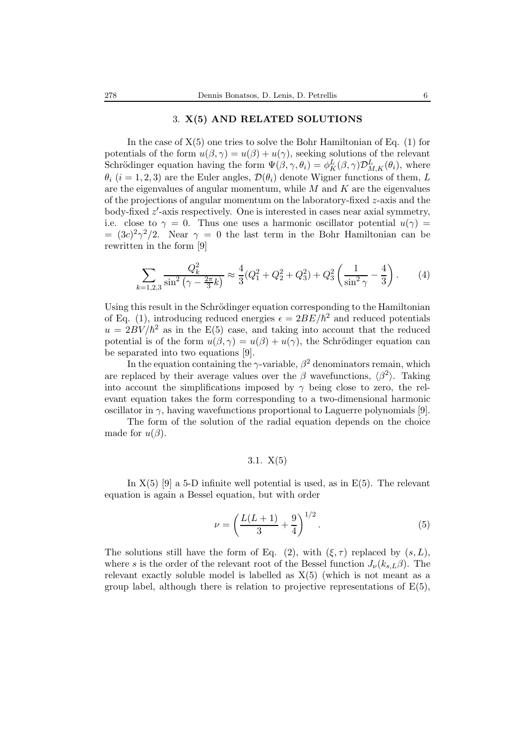## 3. X(5) AND RELATED SOLUTIONS

In the case of X(5) one tries to solve the Bohr Hamiltonian of Eq. (1) for potentials of the form $u(\beta, \gamma) = u(\beta) + u(\gamma)$, seeking solutions of the relevant Schrödinger equation having the form $\Psi(\beta, \gamma, \theta_i) = \phi_K^L(\beta, \gamma)\mathcal{D}_{M,K}^L(\theta_i)$, where $\theta_i$ ($i = 1, 2, 3$) are the Euler angles, $\mathcal{D}(\theta_i)$ denote Wigner functions of them, $L$ are the eigenvalues of angular momentum, while $M$ and $K$ are the eigenvalues of the projections of angular momentum on the laboratory-fixed $z$-axis and the body-fixed $z'$-axis respectively. One is interested in cases near axial symmetry, i.e. close to $\gamma = 0$. Thus one uses a harmonic oscillator potential $u(\gamma) = (3c)^2\gamma^2/2$. Near $\gamma = 0$ the last term in the Bohr Hamiltonian can be rewritten in the form [9]

$$\sum_{k=1,2,3} \frac{Q_k^2}{\sin^2\left(\gamma - \frac{2\pi}{3}k\right)} \approx \frac{4}{3}(Q_1^2 + Q_2^2 + Q_3^2) + Q_3^2\left(\frac{1}{\sin^2\gamma} - \frac{4}{3}\right). \qquad (4)$$

Using this result in the Schrödinger equation corresponding to the Hamiltonian of Eq. (1), introducing reduced energies $\epsilon = 2BE/\hbar^2$ and reduced potentials $u = 2BV/\hbar^2$ as in the E(5) case, and taking into account that the reduced potential is of the form $u(\beta, \gamma) = u(\beta) + u(\gamma)$, the Schrödinger equation can be separated into two equations [9].

In the equation containing the $\gamma$-variable, $\beta^2$ denominators remain, which are replaced by their average values over the $\beta$ wavefunctions, $\langle\beta^2\rangle$. Taking into account the simplifications imposed by $\gamma$ being close to zero, the relevant equation takes the form corresponding to a two-dimensional harmonic oscillator in $\gamma$, having wavefunctions proportional to Laguerre polynomials [9].

The form of the solution of the radial equation depends on the choice made for $u(\beta)$.

### 3.1. X(5)

In X(5) [9] a 5-D infinite well potential is used, as in E(5). The relevant equation is again a Bessel equation, but with order

$$\nu = \left(\frac{L(L+1)}{3} + \frac{9}{4}\right)^{1/2}. \qquad (5)$$

The solutions still have the form of Eq. (2), with $(\xi, \tau)$ replaced by $(s, L)$, where $s$ is the order of the relevant root of the Bessel function $J_\nu(k_{s,L}\beta)$. The relevant exactly soluble model is labelled as X(5) (which is not meant as a group label, although there is relation to projective representations of E(5),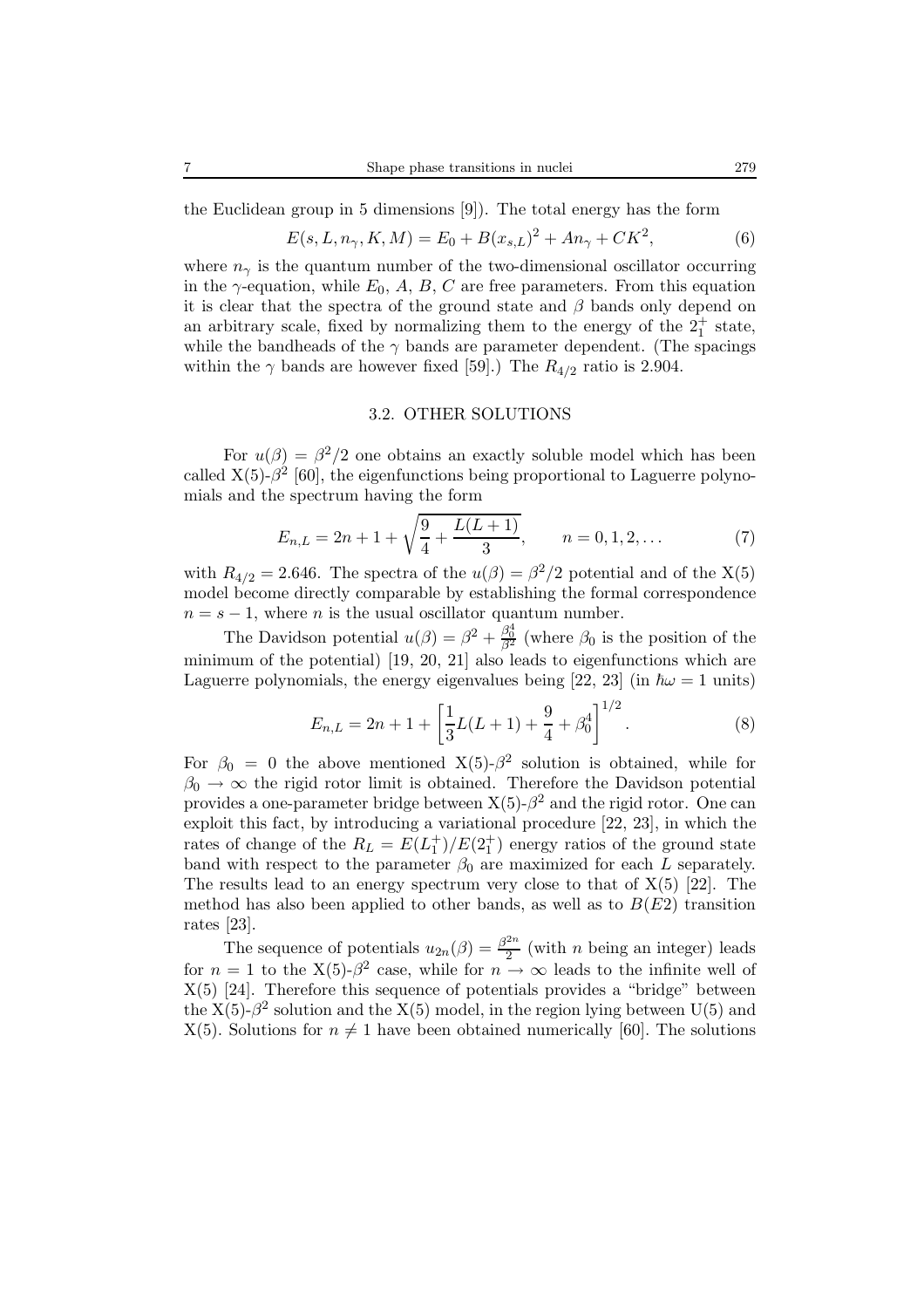the Euclidean group in 5 dimensions [9]). The total energy has the form

$$E(s, L, n_\gamma, K, M) = E_0 + B(x_{s,L})^2 + An_\gamma + CK^2, \tag{6}$$

where $n_\gamma$ is the quantum number of the two-dimensional oscillator occurring in the $\gamma$-equation, while $E_0$, $A$, $B$, $C$ are free parameters. From this equation it is clear that the spectra of the ground state and $\beta$ bands only depend on an arbitrary scale, fixed by normalizing them to the energy of the $2_1^+$ state, while the bandheads of the $\gamma$ bands are parameter dependent. (The spacings within the $\gamma$ bands are however fixed [59].) The $R_{4/2}$ ratio is 2.904.

### 3.2. OTHER SOLUTIONS

For $u(\beta) = \beta^2/2$ one obtains an exactly soluble model which has been called X(5)-$\beta^2$ [60], the eigenfunctions being proportional to Laguerre polynomials and the spectrum having the form

$$E_{n,L} = 2n + 1 + \sqrt{\frac{9}{4} + \frac{L(L+1)}{3}}, \qquad n = 0, 1, 2, \ldots \tag{7}$$

with $R_{4/2} = 2.646$. The spectra of the $u(\beta) = \beta^2/2$ potential and of the X(5) model become directly comparable by establishing the formal correspondence $n = s - 1$, where $n$ is the usual oscillator quantum number.

The Davidson potential $u(\beta) = \beta^2 + \frac{\beta_0^4}{\beta^2}$ (where $\beta_0$ is the position of the minimum of the potential) [19, 20, 21] also leads to eigenfunctions which are Laguerre polynomials, the energy eigenvalues being [22, 23] (in $\hbar\omega = 1$ units)

$$E_{n,L} = 2n + 1 + \left[\frac{1}{3}L(L+1) + \frac{9}{4} + \beta_0^4\right]^{1/2}. \tag{8}$$

For $\beta_0 = 0$ the above mentioned X(5)-$\beta^2$ solution is obtained, while for $\beta_0 \to \infty$ the rigid rotor limit is obtained. Therefore the Davidson potential provides a one-parameter bridge between X(5)-$\beta^2$ and the rigid rotor. One can exploit this fact, by introducing a variational procedure [22, 23], in which the rates of change of the $R_L = E(L_1^+)/E(2_1^+)$ energy ratios of the ground state band with respect to the parameter $\beta_0$ are maximized for each $L$ separately. The results lead to an energy spectrum very close to that of X(5) [22]. The method has also been applied to other bands, as well as to $B(E2)$ transition rates [23].

The sequence of potentials $u_{2n}(\beta) = \frac{\beta^{2n}}{2}$ (with $n$ being an integer) leads for $n = 1$ to the X(5)-$\beta^2$ case, while for $n \to \infty$ leads to the infinite well of X(5) [24]. Therefore this sequence of potentials provides a "bridge" between the X(5)-$\beta^2$ solution and the X(5) model, in the region lying between U(5) and X(5). Solutions for $n \neq 1$ have been obtained numerically [60]. The solutions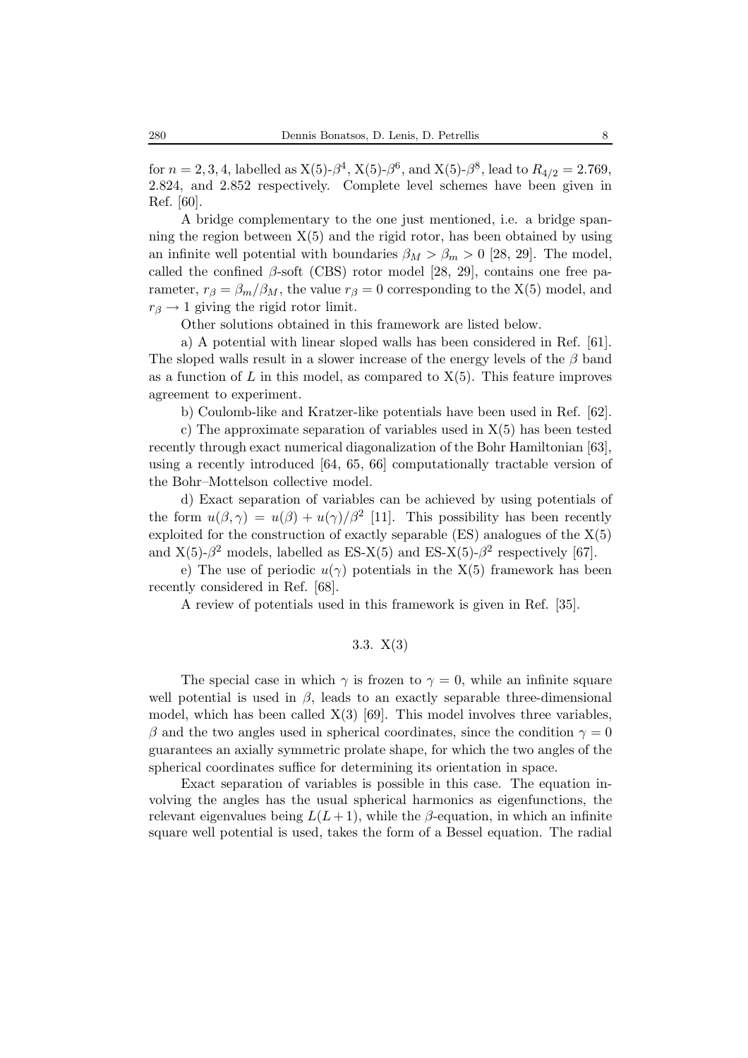for $n = 2, 3, 4$, labelled as X(5)-$\beta^4$, X(5)-$\beta^6$, and X(5)-$\beta^8$, lead to $R_{4/2} = 2.769$, 2.824, and 2.852 respectively. Complete level schemes have been given in Ref. [60].

A bridge complementary to the one just mentioned, i.e. a bridge spanning the region between X(5) and the rigid rotor, has been obtained by using an infinite well potential with boundaries $\beta_M > \beta_m > 0$ [28, 29]. The model, called the confined $\beta$-soft (CBS) rotor model [28, 29], contains one free parameter, $r_\beta = \beta_m/\beta_M$, the value $r_\beta = 0$ corresponding to the X(5) model, and $r_\beta \to 1$ giving the rigid rotor limit.

Other solutions obtained in this framework are listed below.

a) A potential with linear sloped walls has been considered in Ref. [61]. The sloped walls result in a slower increase of the energy levels of the $\beta$ band as a function of $L$ in this model, as compared to X(5). This feature improves agreement to experiment.

b) Coulomb-like and Kratzer-like potentials have been used in Ref. [62].

c) The approximate separation of variables used in X(5) has been tested recently through exact numerical diagonalization of the Bohr Hamiltonian [63], using a recently introduced [64, 65, 66] computationally tractable version of the Bohr–Mottelson collective model.

d) Exact separation of variables can be achieved by using potentials of the form $u(\beta, \gamma) = u(\beta) + u(\gamma)/\beta^2$ [11]. This possibility has been recently exploited for the construction of exactly separable (ES) analogues of the X(5) and X(5)-$\beta^2$ models, labelled as ES-X(5) and ES-X(5)-$\beta^2$ respectively [67].

e) The use of periodic $u(\gamma)$ potentials in the X(5) framework has been recently considered in Ref. [68].

A review of potentials used in this framework is given in Ref. [35].

### 3.3. X(3)

The special case in which $\gamma$ is frozen to $\gamma = 0$, while an infinite square well potential is used in $\beta$, leads to an exactly separable three-dimensional model, which has been called X(3) [69]. This model involves three variables, $\beta$ and the two angles used in spherical coordinates, since the condition $\gamma = 0$ guarantees an axially symmetric prolate shape, for which the two angles of the spherical coordinates suffice for determining its orientation in space.

Exact separation of variables is possible in this case. The equation involving the angles has the usual spherical harmonics as eigenfunctions, the relevant eigenvalues being $L(L+1)$, while the $\beta$-equation, in which an infinite square well potential is used, takes the form of a Bessel equation. The radial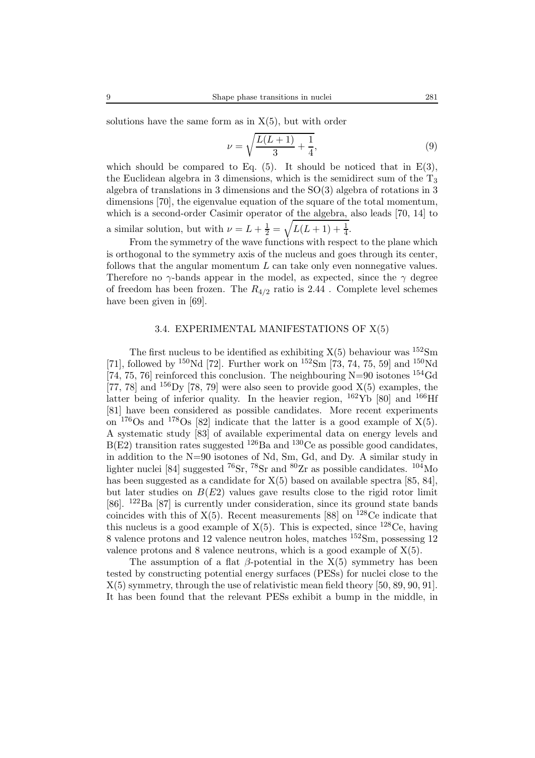solutions have the same form as in X(5), but with order

$$\nu = \sqrt{\frac{L(L+1)}{3} + \frac{1}{4}}, \tag{9}$$

which should be compared to Eq. (5). It should be noticed that in E(3), the Euclidean algebra in 3 dimensions, which is the semidirect sum of the $T_3$ algebra of translations in 3 dimensions and the SO(3) algebra of rotations in 3 dimensions [70], the eigenvalue equation of the square of the total momentum, which is a second-order Casimir operator of the algebra, also leads [70, 14] to a similar solution, but with $\nu = L + \frac{1}{2} = \sqrt{L(L+1) + \frac{1}{4}}$.

From the symmetry of the wave functions with respect to the plane which is orthogonal to the symmetry axis of the nucleus and goes through its center, follows that the angular momentum $L$ can take only even nonnegative values. Therefore no $\gamma$-bands appear in the model, as expected, since the $\gamma$ degree of freedom has been frozen. The $R_{4/2}$ ratio is 2.44 . Complete level schemes have been given in [69].

### 3.4. EXPERIMENTAL MANIFESTATIONS OF X(5)

The first nucleus to be identified as exhibiting X(5) behaviour was $^{152}$Sm [71], followed by $^{150}$Nd [72]. Further work on $^{152}$Sm [73, 74, 75, 59] and $^{150}$Nd [74, 75, 76] reinforced this conclusion. The neighbouring N=90 isotones $^{154}$Gd [77, 78] and $^{156}$Dy [78, 79] were also seen to provide good X(5) examples, the latter being of inferior quality. In the heavier region, $^{162}$Yb [80] and $^{166}$Hf [81] have been considered as possible candidates. More recent experiments on $^{176}$Os and $^{178}$Os [82] indicate that the latter is a good example of X(5). A systematic study [83] of available experimental data on energy levels and B(E2) transition rates suggested $^{126}$Ba and $^{130}$Ce as possible good candidates, in addition to the N=90 isotones of Nd, Sm, Gd, and Dy. A similar study in lighter nuclei [84] suggested $^{76}$Sr, $^{78}$Sr and $^{80}$Zr as possible candidates. $^{104}$Mo has been suggested as a candidate for X(5) based on available spectra [85, 84], but later studies on $B(E2)$ values gave results close to the rigid rotor limit [86]. $^{122}$Ba [87] is currently under consideration, since its ground state bands coincides with this of X(5). Recent measurements [88] on $^{128}$Ce indicate that this nucleus is a good example of X(5). This is expected, since $^{128}$Ce, having 8 valence protons and 12 valence neutron holes, matches $^{152}$Sm, possessing 12 valence protons and 8 valence neutrons, which is a good example of X(5).

The assumption of a flat $\beta$-potential in the X(5) symmetry has been tested by constructing potential energy surfaces (PESs) for nuclei close to the X(5) symmetry, through the use of relativistic mean field theory [50, 89, 90, 91]. It has been found that the relevant PESs exhibit a bump in the middle, in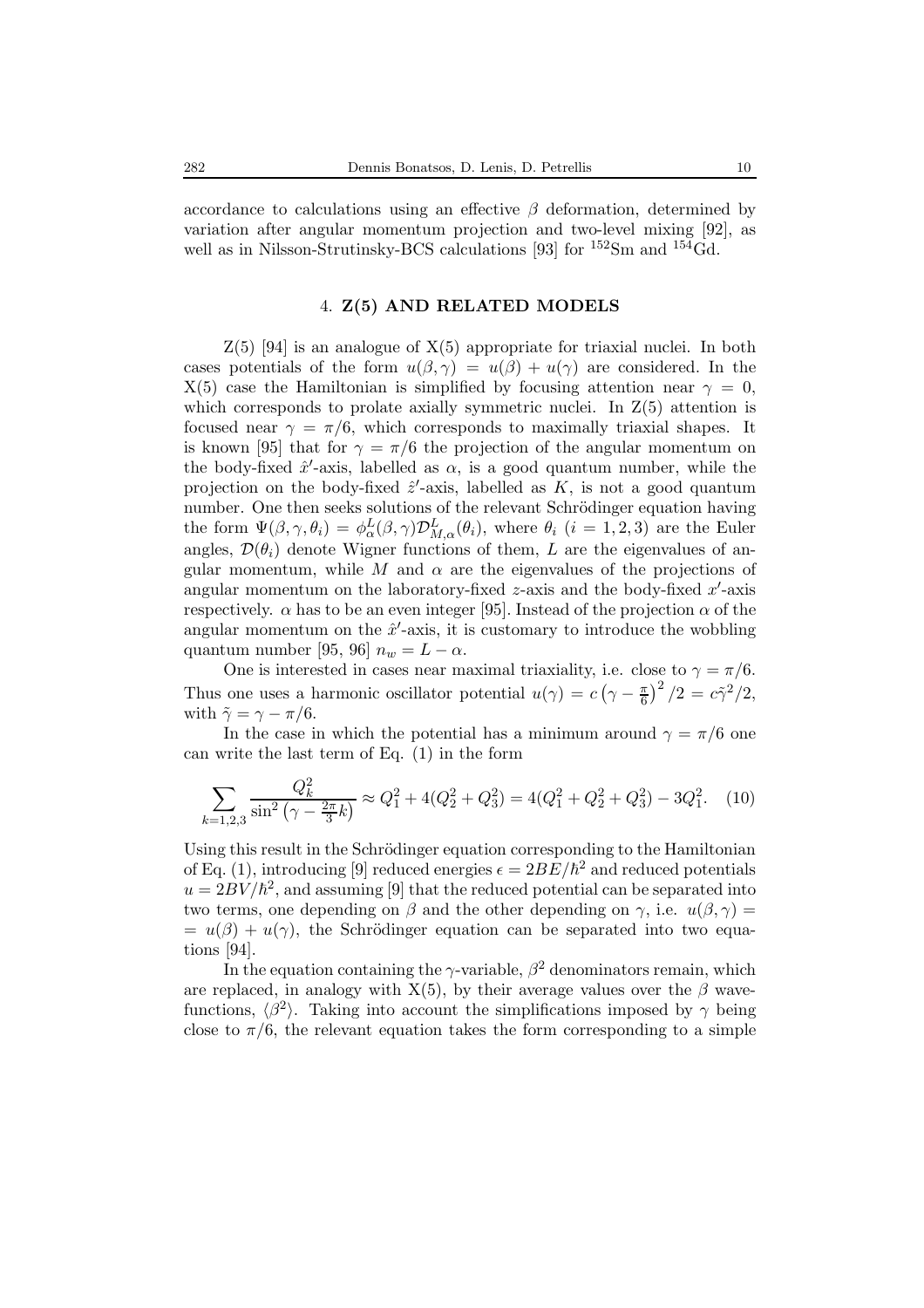accordance to calculations using an effective $\beta$ deformation, determined by variation after angular momentum projection and two-level mixing [92], as well as in Nilsson-Strutinsky-BCS calculations [93] for $^{152}$Sm and $^{154}$Gd.

## 4. Z(5) AND RELATED MODELS

Z(5) [94] is an analogue of X(5) appropriate for triaxial nuclei. In both cases potentials of the form $u(\beta, \gamma) = u(\beta) + u(\gamma)$ are considered. In the X(5) case the Hamiltonian is simplified by focusing attention near $\gamma = 0$, which corresponds to prolate axially symmetric nuclei. In Z(5) attention is focused near $\gamma = \pi/6$, which corresponds to maximally triaxial shapes. It is known [95] that for $\gamma = \pi/6$ the projection of the angular momentum on the body-fixed $\hat{x}'$-axis, labelled as $\alpha$, is a good quantum number, while the projection on the body-fixed $\hat{z}'$-axis, labelled as $K$, is not a good quantum number. One then seeks solutions of the relevant Schrödinger equation having the form $\Psi(\beta, \gamma, \theta_i) = \phi^L_\alpha(\beta, \gamma)\mathcal{D}^L_{M,\alpha}(\theta_i)$, where $\theta_i$ $(i = 1, 2, 3)$ are the Euler angles, $\mathcal{D}(\theta_i)$ denote Wigner functions of them, $L$ are the eigenvalues of angular momentum, while $M$ and $\alpha$ are the eigenvalues of the projections of angular momentum on the laboratory-fixed $z$-axis and the body-fixed $x'$-axis respectively. $\alpha$ has to be an even integer [95]. Instead of the projection $\alpha$ of the angular momentum on the $\hat{x}'$-axis, it is customary to introduce the wobbling quantum number [95, 96] $n_w = L - \alpha$.

One is interested in cases near maximal triaxiality, i.e. close to $\gamma = \pi/6$. Thus one uses a harmonic oscillator potential $u(\gamma) = c\left(\gamma - \frac{\pi}{6}\right)^2/2 = c\tilde{\gamma}^2/2$, with $\tilde{\gamma} = \gamma - \pi/6$.

In the case in which the potential has a minimum around $\gamma = \pi/6$ one can write the last term of Eq. (1) in the form

$$\sum_{k=1,2,3} \frac{Q_k^2}{\sin^2\left(\gamma - \frac{2\pi}{3}k\right)} \approx Q_1^2 + 4(Q_2^2 + Q_3^2) = 4(Q_1^2 + Q_2^2 + Q_3^2) - 3Q_1^2. \quad (10)$$

Using this result in the Schrödinger equation corresponding to the Hamiltonian of Eq. (1), introducing [9] reduced energies $\epsilon = 2BE/\hbar^2$ and reduced potentials $u = 2BV/\hbar^2$, and assuming [9] that the reduced potential can be separated into two terms, one depending on $\beta$ and the other depending on $\gamma$, i.e. $u(\beta, \gamma) = u(\beta) + u(\gamma)$, the Schrödinger equation can be separated into two equations [94].

In the equation containing the $\gamma$-variable, $\beta^2$ denominators remain, which are replaced, in analogy with X(5), by their average values over the $\beta$ wavefunctions, $\langle\beta^2\rangle$. Taking into account the simplifications imposed by $\gamma$ being close to $\pi/6$, the relevant equation takes the form corresponding to a simple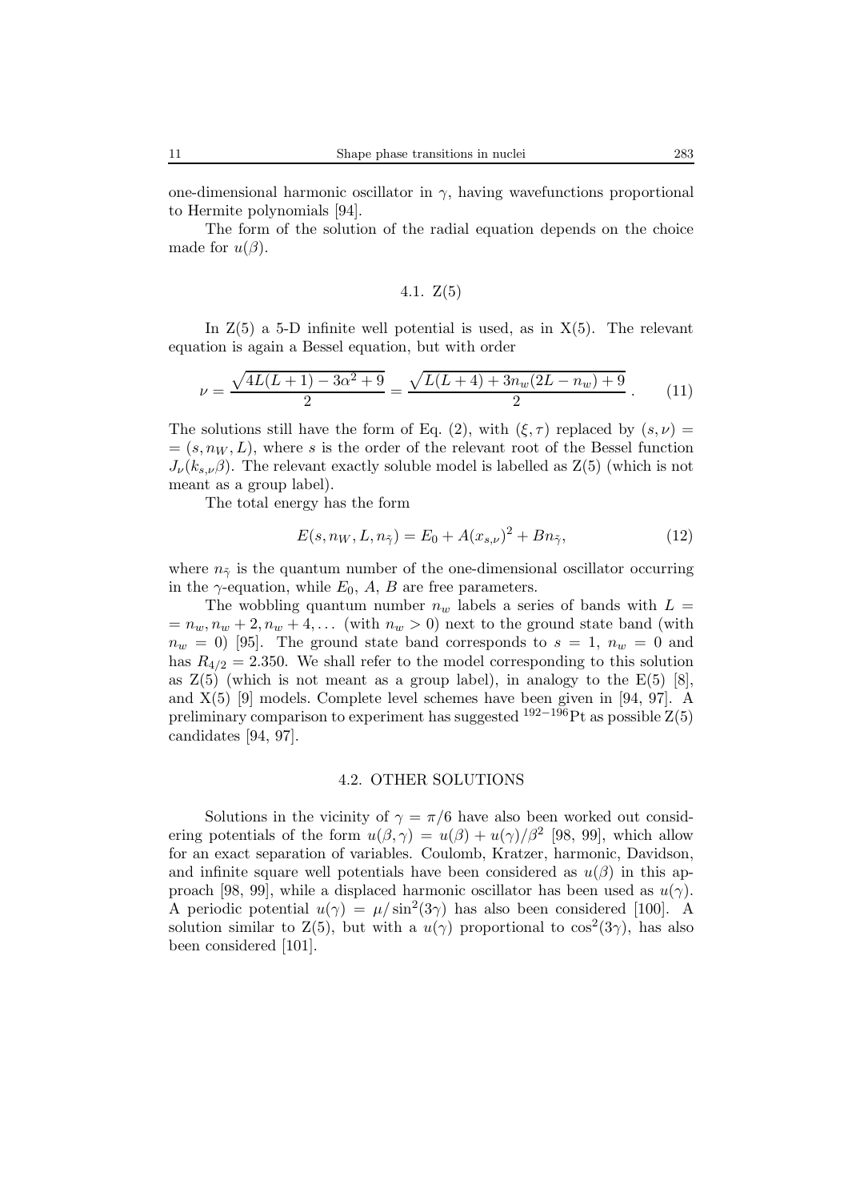one-dimensional harmonic oscillator in $\gamma$, having wavefunctions proportional to Hermite polynomials [94].

The form of the solution of the radial equation depends on the choice made for $u(\beta)$.

### 4.1. Z(5)

In Z(5) a 5-D infinite well potential is used, as in X(5). The relevant equation is again a Bessel equation, but with order

$$\nu = \frac{\sqrt{4L(L+1) - 3\alpha^2 + 9}}{2} = \frac{\sqrt{L(L+4) + 3n_w(2L - n_w) + 9}}{2} . \qquad (11)$$

The solutions still have the form of Eq. (2), with $(\xi, \tau)$ replaced by $(s, \nu) = (s, n_W, L)$, where $s$ is the order of the relevant root of the Bessel function $J_\nu(k_{s,\nu}\beta)$. The relevant exactly soluble model is labelled as Z(5) (which is not meant as a group label).

The total energy has the form

$$E(s, n_W, L, n_{\tilde{\gamma}}) = E_0 + A(x_{s,\nu})^2 + Bn_{\tilde{\gamma}}, \qquad (12)$$

where $n_{\tilde{\gamma}}$ is the quantum number of the one-dimensional oscillator occurring in the $\gamma$-equation, while $E_0$, $A$, $B$ are free parameters.

The wobbling quantum number $n_w$ labels a series of bands with $L = n_w, n_w + 2, n_w + 4, \ldots$ (with $n_w > 0$) next to the ground state band (with $n_w = 0$) [95]. The ground state band corresponds to $s = 1$, $n_w = 0$ and has $R_{4/2} = 2.350$. We shall refer to the model corresponding to this solution as Z(5) (which is not meant as a group label), in analogy to the E(5) [8], and X(5) [9] models. Complete level schemes have been given in [94, 97]. A preliminary comparison to experiment has suggested $^{192-196}$Pt as possible Z(5) candidates [94, 97].

### 4.2. OTHER SOLUTIONS

Solutions in the vicinity of $\gamma = \pi/6$ have also been worked out considering potentials of the form $u(\beta, \gamma) = u(\beta) + u(\gamma)/\beta^2$ [98, 99], which allow for an exact separation of variables. Coulomb, Kratzer, harmonic, Davidson, and infinite square well potentials have been considered as $u(\beta)$ in this approach [98, 99], while a displaced harmonic oscillator has been used as $u(\gamma)$. A periodic potential $u(\gamma) = \mu/\sin^2(3\gamma)$ has also been considered [100]. A solution similar to Z(5), but with a $u(\gamma)$ proportional to $\cos^2(3\gamma)$, has also been considered [101].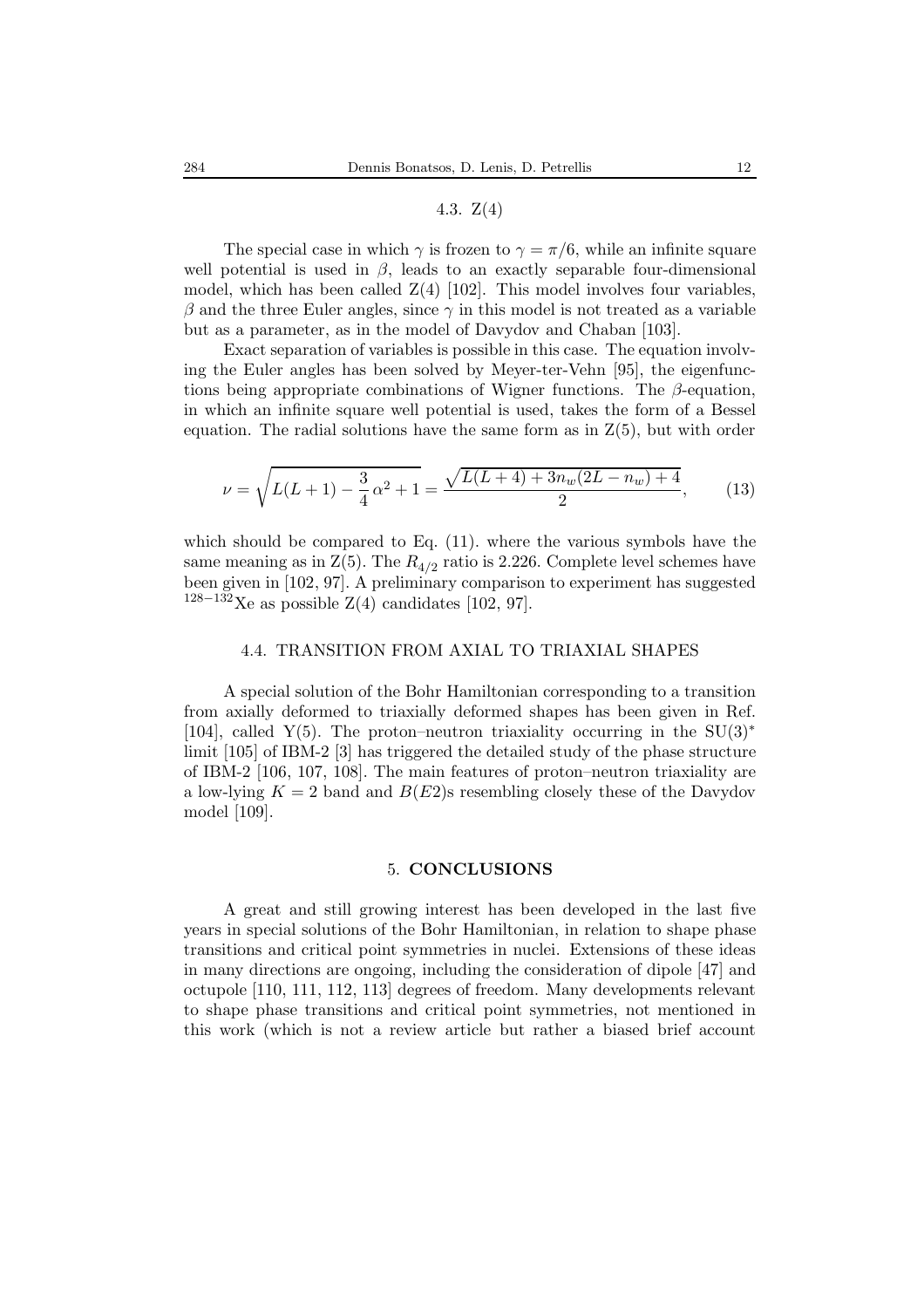### 4.3. Z(4)

The special case in which $\gamma$ is frozen to $\gamma = \pi/6$, while an infinite square well potential is used in $\beta$, leads to an exactly separable four-dimensional model, which has been called Z(4) [102]. This model involves four variables, $\beta$ and the three Euler angles, since $\gamma$ in this model is not treated as a variable but as a parameter, as in the model of Davydov and Chaban [103].

Exact separation of variables is possible in this case. The equation involving the Euler angles has been solved by Meyer-ter-Vehn [95], the eigenfunctions being appropriate combinations of Wigner functions. The $\beta$-equation, in which an infinite square well potential is used, takes the form of a Bessel equation. The radial solutions have the same form as in Z(5), but with order

$$\nu = \sqrt{L(L+1) - \frac{3}{4}\,\alpha^2 + 1} = \frac{\sqrt{L(L+4) + 3n_w(2L - n_w) + 4}}{2}, \qquad (13)$$

which should be compared to Eq. (11). where the various symbols have the same meaning as in Z(5). The $R_{4/2}$ ratio is 2.226. Complete level schemes have been given in [102, 97]. A preliminary comparison to experiment has suggested $^{128-132}$Xe as possible Z(4) candidates [102, 97].

### 4.4. TRANSITION FROM AXIAL TO TRIAXIAL SHAPES

A special solution of the Bohr Hamiltonian corresponding to a transition from axially deformed to triaxially deformed shapes has been given in Ref. [104], called Y(5). The proton–neutron triaxiality occurring in the SU(3)$^*$ limit [105] of IBM-2 [3] has triggered the detailed study of the phase structure of IBM-2 [106, 107, 108]. The main features of proton–neutron triaxiality are a low-lying $K = 2$ band and $B(E2)$s resembling closely these of the Davydov model [109].

## 5. **CONCLUSIONS**

A great and still growing interest has been developed in the last five years in special solutions of the Bohr Hamiltonian, in relation to shape phase transitions and critical point symmetries in nuclei. Extensions of these ideas in many directions are ongoing, including the consideration of dipole [47] and octupole [110, 111, 112, 113] degrees of freedom. Many developments relevant to shape phase transitions and critical point symmetries, not mentioned in this work (which is not a review article but rather a biased brief account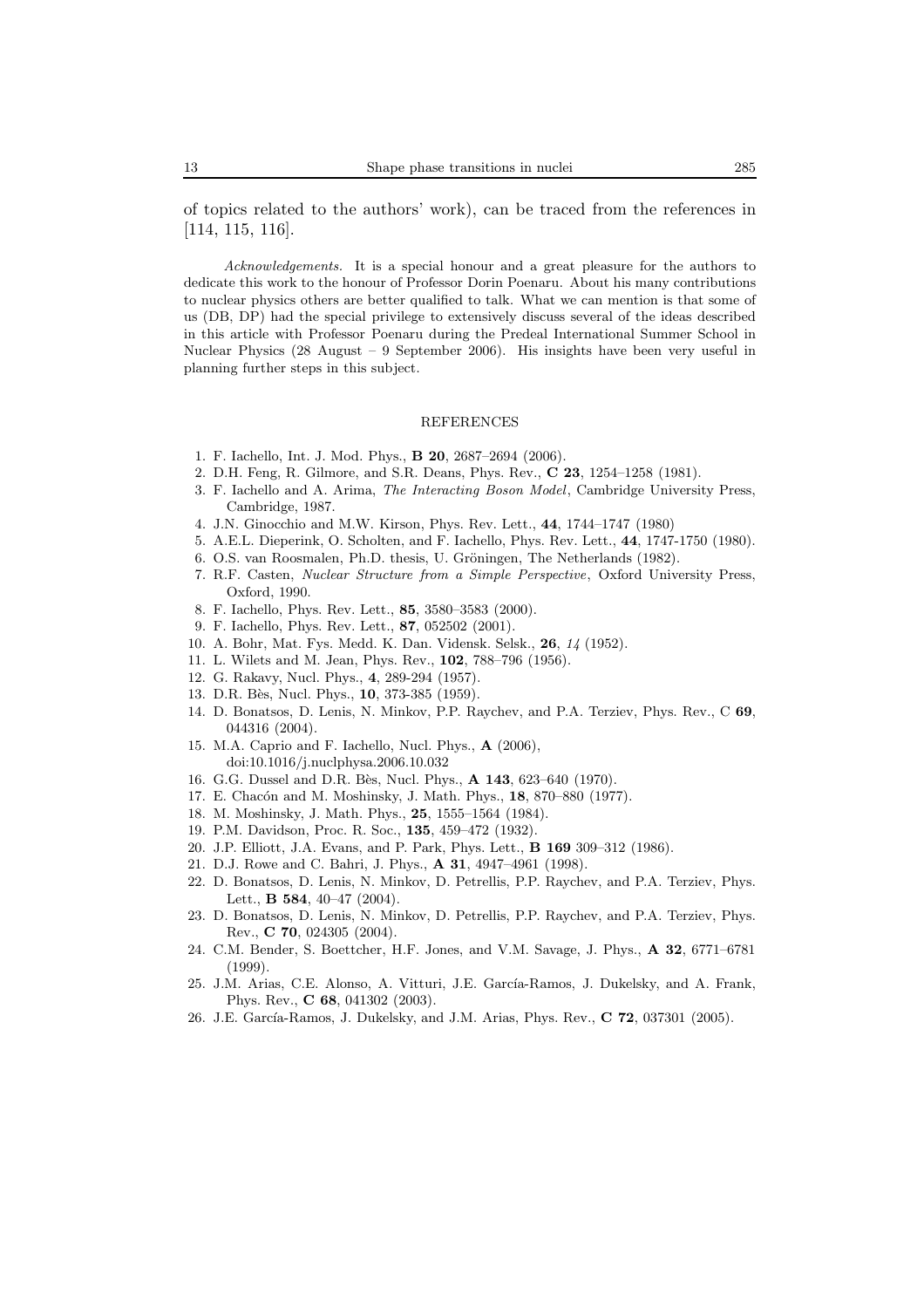of topics related to the authors' work), can be traced from the references in [114, 115, 116].

*Acknowledgements.* It is a special honour and a great pleasure for the authors to dedicate this work to the honour of Professor Dorin Poenaru. About his many contributions to nuclear physics others are better qualified to talk. What we can mention is that some of us (DB, DP) had the special privilege to extensively discuss several of the ideas described in this article with Professor Poenaru during the Predeal International Summer School in Nuclear Physics (28 August – 9 September 2006). His insights have been very useful in planning further steps in this subject.

## REFERENCES

1. F. Iachello, Int. J. Mod. Phys., **B 20**, 2687–2694 (2006).
2. D.H. Feng, R. Gilmore, and S.R. Deans, Phys. Rev., **C 23**, 1254–1258 (1981).
3. F. Iachello and A. Arima, *The Interacting Boson Model*, Cambridge University Press, Cambridge, 1987.
4. J.N. Ginocchio and M.W. Kirson, Phys. Rev. Lett., **44**, 1744–1747 (1980)
5. A.E.L. Dieperink, O. Scholten, and F. Iachello, Phys. Rev. Lett., **44**, 1747-1750 (1980).
6. O.S. van Roosmalen, Ph.D. thesis, U. Gröningen, The Netherlands (1982).
7. R.F. Casten, *Nuclear Structure from a Simple Perspective*, Oxford University Press, Oxford, 1990.
8. F. Iachello, Phys. Rev. Lett., **85**, 3580–3583 (2000).
9. F. Iachello, Phys. Rev. Lett., **87**, 052502 (2001).
10. A. Bohr, Mat. Fys. Medd. K. Dan. Vidensk. Selsk., **26**, *14* (1952).
11. L. Wilets and M. Jean, Phys. Rev., **102**, 788–796 (1956).
12. G. Rakavy, Nucl. Phys., **4**, 289-294 (1957).
13. D.R. Bès, Nucl. Phys., **10**, 373-385 (1959).
14. D. Bonatsos, D. Lenis, N. Minkov, P.P. Raychev, and P.A. Terziev, Phys. Rev., C **69**, 044316 (2004).
15. M.A. Caprio and F. Iachello, Nucl. Phys., **A** (2006), doi:10.1016/j.nuclphysa.2006.10.032
16. G.G. Dussel and D.R. Bès, Nucl. Phys., **A 143**, 623–640 (1970).
17. E. Chacón and M. Moshinsky, J. Math. Phys., **18**, 870–880 (1977).
18. M. Moshinsky, J. Math. Phys., **25**, 1555–1564 (1984).
19. P.M. Davidson, Proc. R. Soc., **135**, 459–472 (1932).
20. J.P. Elliott, J.A. Evans, and P. Park, Phys. Lett., **B 169** 309–312 (1986).
21. D.J. Rowe and C. Bahri, J. Phys., **A 31**, 4947–4961 (1998).
22. D. Bonatsos, D. Lenis, N. Minkov, D. Petrellis, P.P. Raychev, and P.A. Terziev, Phys. Lett., **B 584**, 40–47 (2004).
23. D. Bonatsos, D. Lenis, N. Minkov, D. Petrellis, P.P. Raychev, and P.A. Terziev, Phys. Rev., **C 70**, 024305 (2004).
24. C.M. Bender, S. Boettcher, H.F. Jones, and V.M. Savage, J. Phys., **A 32**, 6771–6781 (1999).
25. J.M. Arias, C.E. Alonso, A. Vitturi, J.E. García-Ramos, J. Dukelsky, and A. Frank, Phys. Rev., **C 68**, 041302 (2003).
26. J.E. García-Ramos, J. Dukelsky, and J.M. Arias, Phys. Rev., **C 72**, 037301 (2005).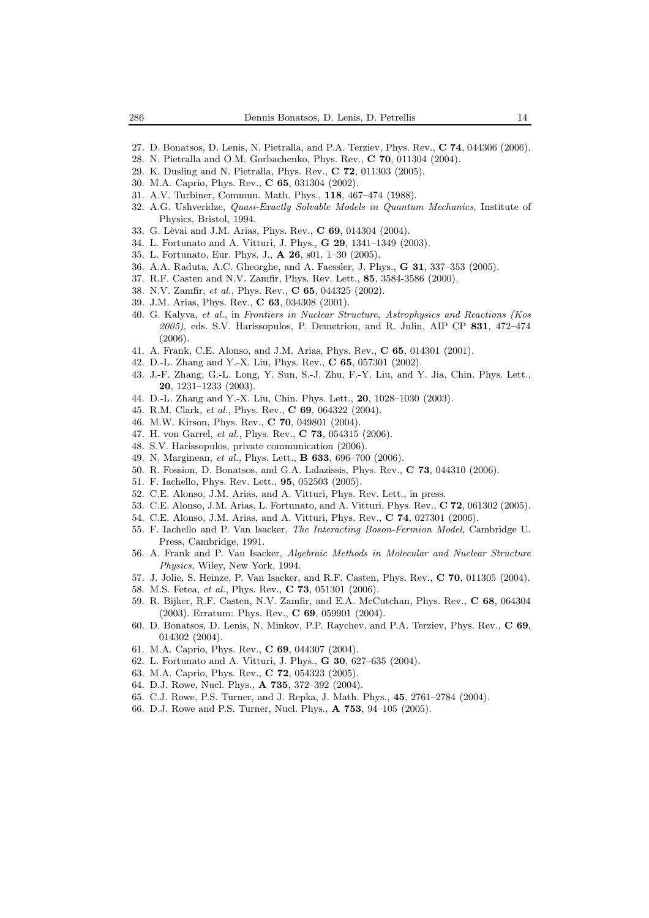27. D. Bonatsos, D. Lenis, N. Pietralla, and P.A. Terziev, Phys. Rev., **C 74**, 044306 (2006).
28. N. Pietralla and O.M. Gorbachenko, Phys. Rev., **C 70**, 011304 (2004).
29. K. Dusling and N. Pietralla, Phys. Rev., **C 72**, 011303 (2005).
30. M.A. Caprio, Phys. Rev., **C 65**, 031304 (2002).
31. A.V. Turbiner, Commun. Math. Phys., **118**, 467–474 (1988).
32. A.G. Ushveridze, *Quasi-Exactly Solvable Models in Quantum Mechanics*, Institute of Physics, Bristol, 1994.
33. G. Lèvai and J.M. Arias, Phys. Rev., **C 69**, 014304 (2004).
34. L. Fortunato and A. Vitturi, J. Phys., **G 29**, 1341–1349 (2003).
35. L. Fortunato, Eur. Phys. J., **A 26**, s01, 1–30 (2005).
36. A.A. Raduta, A.C. Gheorghe, and A. Faessler, J. Phys., **G 31**, 337–353 (2005).
37. R.F. Casten and N.V. Zamfir, Phys. Rev. Lett., **85**, 3584-3586 (2000).
38. N.V. Zamfir, *et al.*, Phys. Rev., **C 65**, 044325 (2002).
39. J.M. Arias, Phys. Rev., **C 63**, 034308 (2001).
40. G. Kalyva, *et al.*, in *Frontiers in Nuclear Structure, Astrophysics and Reactions (Kos 2005)*, eds. S.V. Harissopulos, P. Demetriou, and R. Julin, AIP CP **831**, 472–474 (2006).
41. A. Frank, C.E. Alonso, and J.M. Arias, Phys. Rev., **C 65**, 014301 (2001).
42. D.-L. Zhang and Y.-X. Liu, Phys. Rev., **C 65**, 057301 (2002).
43. J.-F. Zhang, G.-L. Long, Y. Sun, S.-J. Zhu, F.-Y. Liu, and Y. Jia, Chin. Phys. Lett., **20**, 1231–1233 (2003).
44. D.-L. Zhang and Y.-X. Liu, Chin. Phys. Lett., **20**, 1028–1030 (2003).
45. R.M. Clark, *et al.*, Phys. Rev., **C 69**, 064322 (2004).
46. M.W. Kirson, Phys. Rev., **C 70**, 049801 (2004).
47. H. von Garrel, *et al.*, Phys. Rev., **C 73**, 054315 (2006).
48. S.V. Harissopulos, private communication (2006).
49. N. Marginean, *et al.*, Phys. Lett., **B 633**, 696–700 (2006).
50. R. Fossion, D. Bonatsos, and G.A. Lalazissis, Phys. Rev., **C 73**, 044310 (2006).
51. F. Iachello, Phys. Rev. Lett., **95**, 052503 (2005).
52. C.E. Alonso, J.M. Arias, and A. Vitturi, Phys. Rev. Lett., in press.
53. C.E. Alonso, J.M. Arias, L. Fortunato, and A. Vitturi, Phys. Rev., **C 72**, 061302 (2005).
54. C.E. Alonso, J.M. Arias, and A. Vitturi, Phys. Rev., **C 74**, 027301 (2006).
55. F. Iachello and P. Van Isacker, *The Interacting Boson-Fermion Model*, Cambridge U. Press, Cambridge, 1991.
56. A. Frank and P. Van Isacker, *Algebraic Methods in Molecular and Nuclear Structure Physics*, Wiley, New York, 1994.
57. J. Jolie, S. Heinze, P. Van Isacker, and R.F. Casten, Phys. Rev., **C 70**, 011305 (2004).
58. M.S. Fetea, *et al.*, Phys. Rev., **C 73**, 051301 (2006).
59. R. Bijker, R.F. Casten, N.V. Zamfir, and E.A. McCutchan, Phys. Rev., **C 68**, 064304 (2003). Erratum: Phys. Rev., **C 69**, 059901 (2004).
60. D. Bonatsos, D. Lenis, N. Minkov, P.P. Raychev, and P.A. Terziev, Phys. Rev., **C 69**, 014302 (2004).
61. M.A. Caprio, Phys. Rev., **C 69**, 044307 (2004).
62. L. Fortunato and A. Vitturi, J. Phys., **G 30**, 627–635 (2004).
63. M.A. Caprio, Phys. Rev., **C 72**, 054323 (2005).
64. D.J. Rowe, Nucl. Phys., **A 735**, 372–392 (2004).
65. C.J. Rowe, P.S. Turner, and J. Repka, J. Math. Phys., **45**, 2761–2784 (2004).
66. D.J. Rowe and P.S. Turner, Nucl. Phys., **A 753**, 94–105 (2005).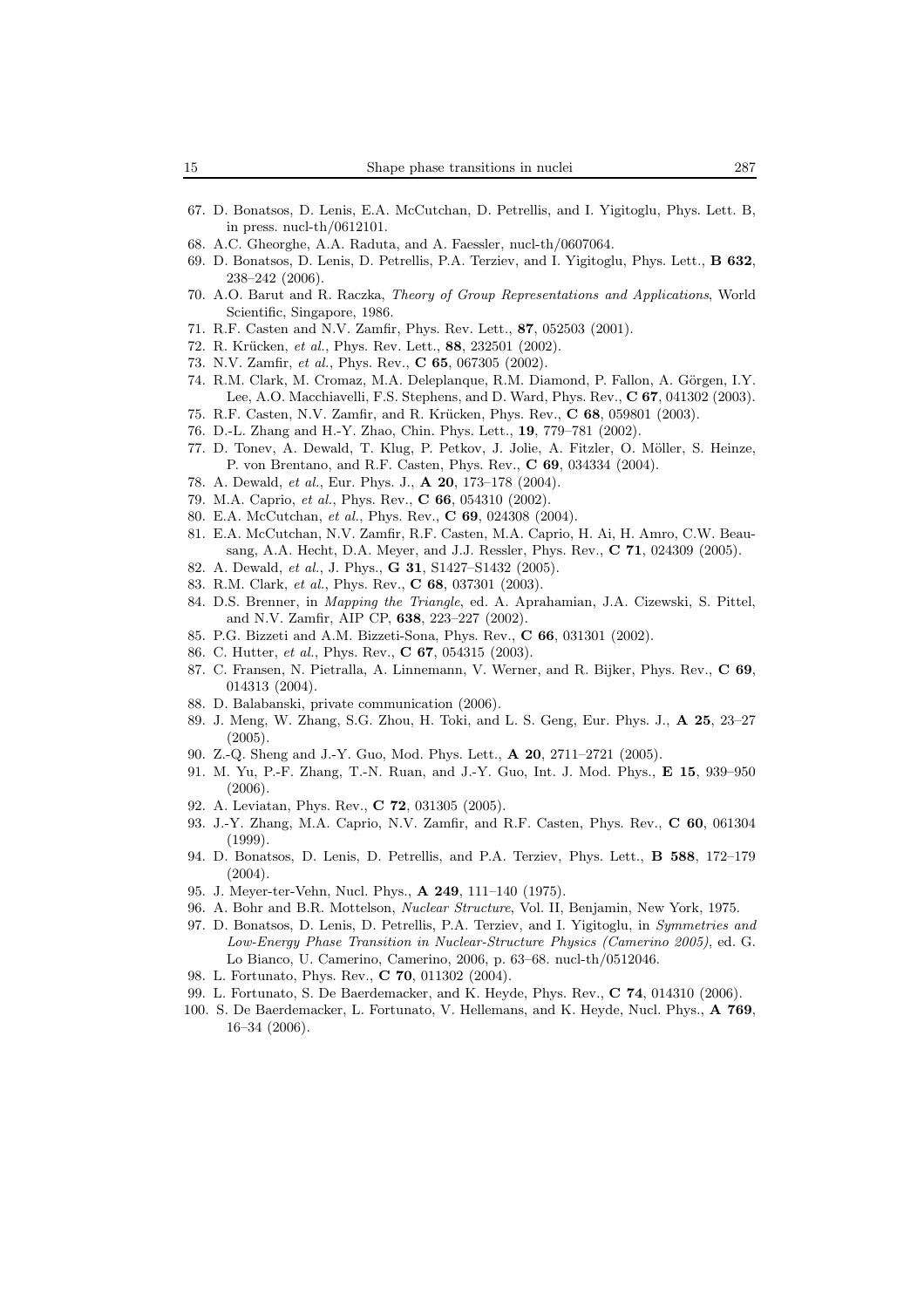67. D. Bonatsos, D. Lenis, E.A. McCutchan, D. Petrellis, and I. Yigitoglu, Phys. Lett. B, in press. nucl-th/0612101.
68. A.C. Gheorghe, A.A. Raduta, and A. Faessler, nucl-th/0607064.
69. D. Bonatsos, D. Lenis, D. Petrellis, P.A. Terziev, and I. Yigitoglu, Phys. Lett., **B 632**, 238–242 (2006).
70. A.O. Barut and R. Raczka, *Theory of Group Representations and Applications*, World Scientific, Singapore, 1986.
71. R.F. Casten and N.V. Zamfir, Phys. Rev. Lett., **87**, 052503 (2001).
72. R. Krücken, *et al.*, Phys. Rev. Lett., **88**, 232501 (2002).
73. N.V. Zamfir, *et al.*, Phys. Rev., **C 65**, 067305 (2002).
74. R.M. Clark, M. Cromaz, M.A. Deleplanque, R.M. Diamond, P. Fallon, A. Görgen, I.Y. Lee, A.O. Macchiavelli, F.S. Stephens, and D. Ward, Phys. Rev., **C 67**, 041302 (2003).
75. R.F. Casten, N.V. Zamfir, and R. Krücken, Phys. Rev., **C 68**, 059801 (2003).
76. D.-L. Zhang and H.-Y. Zhao, Chin. Phys. Lett., **19**, 779–781 (2002).
77. D. Tonev, A. Dewald, T. Klug, P. Petkov, J. Jolie, A. Fitzler, O. Möller, S. Heinze, P. von Brentano, and R.F. Casten, Phys. Rev., **C 69**, 034334 (2004).
78. A. Dewald, *et al.*, Eur. Phys. J., **A 20**, 173–178 (2004).
79. M.A. Caprio, *et al.*, Phys. Rev., **C 66**, 054310 (2002).
80. E.A. McCutchan, *et al.*, Phys. Rev., **C 69**, 024308 (2004).
81. E.A. McCutchan, N.V. Zamfir, R.F. Casten, M.A. Caprio, H. Ai, H. Amro, C.W. Beausang, A.A. Hecht, D.A. Meyer, and J.J. Ressler, Phys. Rev., **C 71**, 024309 (2005).
82. A. Dewald, *et al.*, J. Phys., **G 31**, S1427–S1432 (2005).
83. R.M. Clark, *et al.*, Phys. Rev., **C 68**, 037301 (2003).
84. D.S. Brenner, in *Mapping the Triangle*, ed. A. Aprahamian, J.A. Cizewski, S. Pittel, and N.V. Zamfir, AIP CP, **638**, 223–227 (2002).
85. P.G. Bizzeti and A.M. Bizzeti-Sona, Phys. Rev., **C 66**, 031301 (2002).
86. C. Hutter, *et al.*, Phys. Rev., **C 67**, 054315 (2003).
87. C. Fransen, N. Pietralla, A. Linnemann, V. Werner, and R. Bijker, Phys. Rev., **C 69**, 014313 (2004).
88. D. Balabanski, private communication (2006).
89. J. Meng, W. Zhang, S.G. Zhou, H. Toki, and L. S. Geng, Eur. Phys. J., **A 25**, 23–27 (2005).
90. Z.-Q. Sheng and J.-Y. Guo, Mod. Phys. Lett., **A 20**, 2711–2721 (2005).
91. M. Yu, P.-F. Zhang, T.-N. Ruan, and J.-Y. Guo, Int. J. Mod. Phys., **E 15**, 939–950 (2006).
92. A. Leviatan, Phys. Rev., **C 72**, 031305 (2005).
93. J.-Y. Zhang, M.A. Caprio, N.V. Zamfir, and R.F. Casten, Phys. Rev., **C 60**, 061304 (1999).
94. D. Bonatsos, D. Lenis, D. Petrellis, and P.A. Terziev, Phys. Lett., **B 588**, 172–179 (2004).
95. J. Meyer-ter-Vehn, Nucl. Phys., **A 249**, 111–140 (1975).
96. A. Bohr and B.R. Mottelson, *Nuclear Structure*, Vol. II, Benjamin, New York, 1975.
97. D. Bonatsos, D. Lenis, D. Petrellis, P.A. Terziev, and I. Yigitoglu, in *Symmetries and Low-Energy Phase Transition in Nuclear-Structure Physics (Camerino 2005)*, ed. G. Lo Bianco, U. Camerino, Camerino, 2006, p. 63–68. nucl-th/0512046.
98. L. Fortunato, Phys. Rev., **C 70**, 011302 (2004).
99. L. Fortunato, S. De Baerdemacker, and K. Heyde, Phys. Rev., **C 74**, 014310 (2006).
100. S. De Baerdemacker, L. Fortunato, V. Hellemans, and K. Heyde, Nucl. Phys., **A 769**, 16–34 (2006).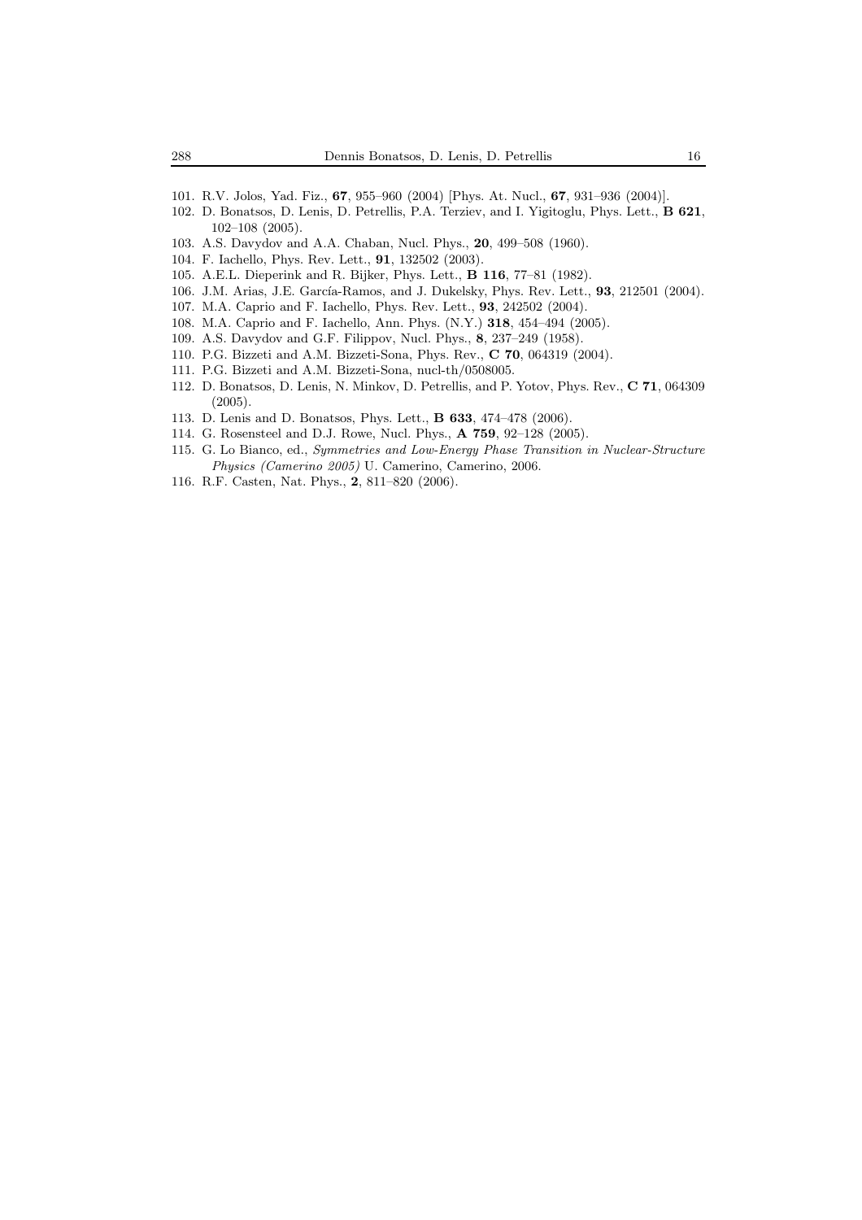101. R.V. Jolos, Yad. Fiz., **67**, 955–960 (2004) [Phys. At. Nucl., **67**, 931–936 (2004)].
102. D. Bonatsos, D. Lenis, D. Petrellis, P.A. Terziev, and I. Yigitoglu, Phys. Lett., **B 621**, 102–108 (2005).
103. A.S. Davydov and A.A. Chaban, Nucl. Phys., **20**, 499–508 (1960).
104. F. Iachello, Phys. Rev. Lett., **91**, 132502 (2003).
105. A.E.L. Dieperink and R. Bijker, Phys. Lett., **B 116**, 77–81 (1982).
106. J.M. Arias, J.E. García-Ramos, and J. Dukelsky, Phys. Rev. Lett., **93**, 212501 (2004).
107. M.A. Caprio and F. Iachello, Phys. Rev. Lett., **93**, 242502 (2004).
108. M.A. Caprio and F. Iachello, Ann. Phys. (N.Y.) **318**, 454–494 (2005).
109. A.S. Davydov and G.F. Filippov, Nucl. Phys., **8**, 237–249 (1958).
110. P.G. Bizzeti and A.M. Bizzeti-Sona, Phys. Rev., **C 70**, 064319 (2004).
111. P.G. Bizzeti and A.M. Bizzeti-Sona, nucl-th/0508005.
112. D. Bonatsos, D. Lenis, N. Minkov, D. Petrellis, and P. Yotov, Phys. Rev., **C 71**, 064309 (2005).
113. D. Lenis and D. Bonatsos, Phys. Lett., **B 633**, 474–478 (2006).
114. G. Rosensteel and D.J. Rowe, Nucl. Phys., **A 759**, 92–128 (2005).
115. G. Lo Bianco, ed., *Symmetries and Low-Energy Phase Transition in Nuclear-Structure Physics (Camerino 2005)* U. Camerino, Camerino, 2006.
116. R.F. Casten, Nat. Phys., **2**, 811–820 (2006).